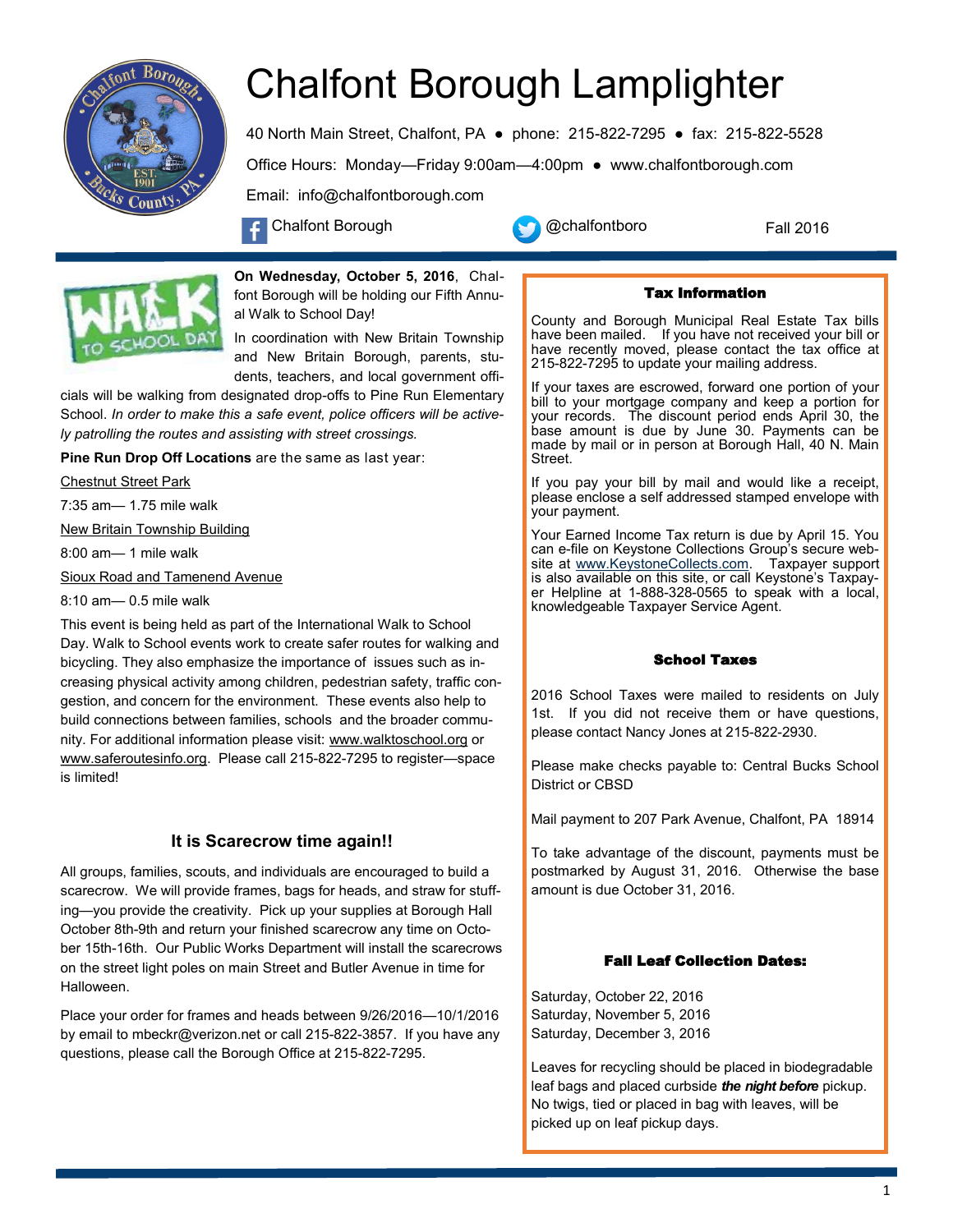# Chalfont Borough Lamplighter

40 North Main Street, Chalfont, PA ● phone: 215-822-7295 ● fax: 215-822-5528

Office Hours: Monday—Friday 9:00am—4:00pm ● www.chalfontborough.com

Email: info@chalfontborough.com

Chalfont Borough @chalfontboro Fall 2016

**On Wednesday, October 5, 2016**, Chalfont Borough will be holding our Fifth Annual Walk to School Day!

In coordination with New Britain Township and New Britain Borough, parents, students, teachers, and local government officials will be walking from designated drop-offs to Pine Run Elementary School. *In order to make this a safe event, police officers will be actively patrolling the routes and assisting with street crossings.*

**Pine Run Drop Off Locations** are the same as last year:

Chestnut Street Park

7:35 am— 1.75 mile walk

New Britain Township Building

8:00 am— 1 mile walk

Sioux Road and Tamenend Avenue

8:10 am— 0.5 mile walk

This event is being held as part of the International Walk to School Day. Walk to School events work to create safer routes for walking and bicycling. They also emphasize the importance of issues such as increasing physical activity among children, pedestrian safety, traffic congestion, and concern for the environment. These events also help to build connections between families, schools and the broader community. For additional information please visit: www.walktoschool.org or www.saferoutesinfo.org. Please call 215-822-7295 to register—space is limited!

## It is Scarecrow time again!!

All groups, families, scouts, and individuals are encouraged to build a scarecrow. We will provide frames, bags for heads, and straw for stuffing—you provide the creativity. Pick up your supplies at Borough Hall October 8th-9th and return your finished scarecrow any time on October 15th-16th. Our Public Works Department will install the scarecrows on the street light poles on main Street and Butler Avenue in time for Halloween.

Place your order for frames and heads between 9/26/2016—10/1/2016 by email to mbeckr@verizon.net or call 215-822-3857. If you have any questions, please call the Borough Office at 215-822-7295.

## Tax Information

County and Borough Municipal Real Estate Tax bills have been mailed. If you have not received your bill or have recently moved, please contact the tax office at 215-822-7295 to update your mailing address.

If your taxes are escrowed, forward one portion of your bill to your mortgage company and keep a portion for your records. The discount period ends April 30, the base amount is due by June 30. Payments can be made by mail or in person at Borough Hall, 40 N. Main Street.

If you pay your bill by mail and would like a receipt, please enclose a self addressed stamped envelope with your payment.

Your Earned Income Tax return is due by April 15. You can e-file on Keystone Collections Group's secure website at www.KeystoneCollects.com. Taxpayer support is also available on this site, or call Keystone's Taxpayer Helpline at 1-888-328-0565 to speak with a local, knowledgeable Taxpayer Service Agent.

## School Taxes

2016 School Taxes were mailed to residents on July 1st. If you did not receive them or have questions, please contact Nancy Jones at 215-822-2930.

Please make checks payable to: Central Bucks School District or CBSD

Mail payment to 207 Park Avenue, Chalfont, PA 18914

To take advantage of the discount, payments must be postmarked by August 31, 2016. Otherwise the base amount is due October 31, 2016.

## Fall Leaf Collection Dates:

Saturday, October 22, 2016
Saturday, November 5, 2016
Saturday, December 3, 2016

Leaves for recycling should be placed in biodegradable leaf bags and placed curbside ***the night before*** pickup. No twigs, tied or placed in bag with leaves, will be picked up on leaf pickup days.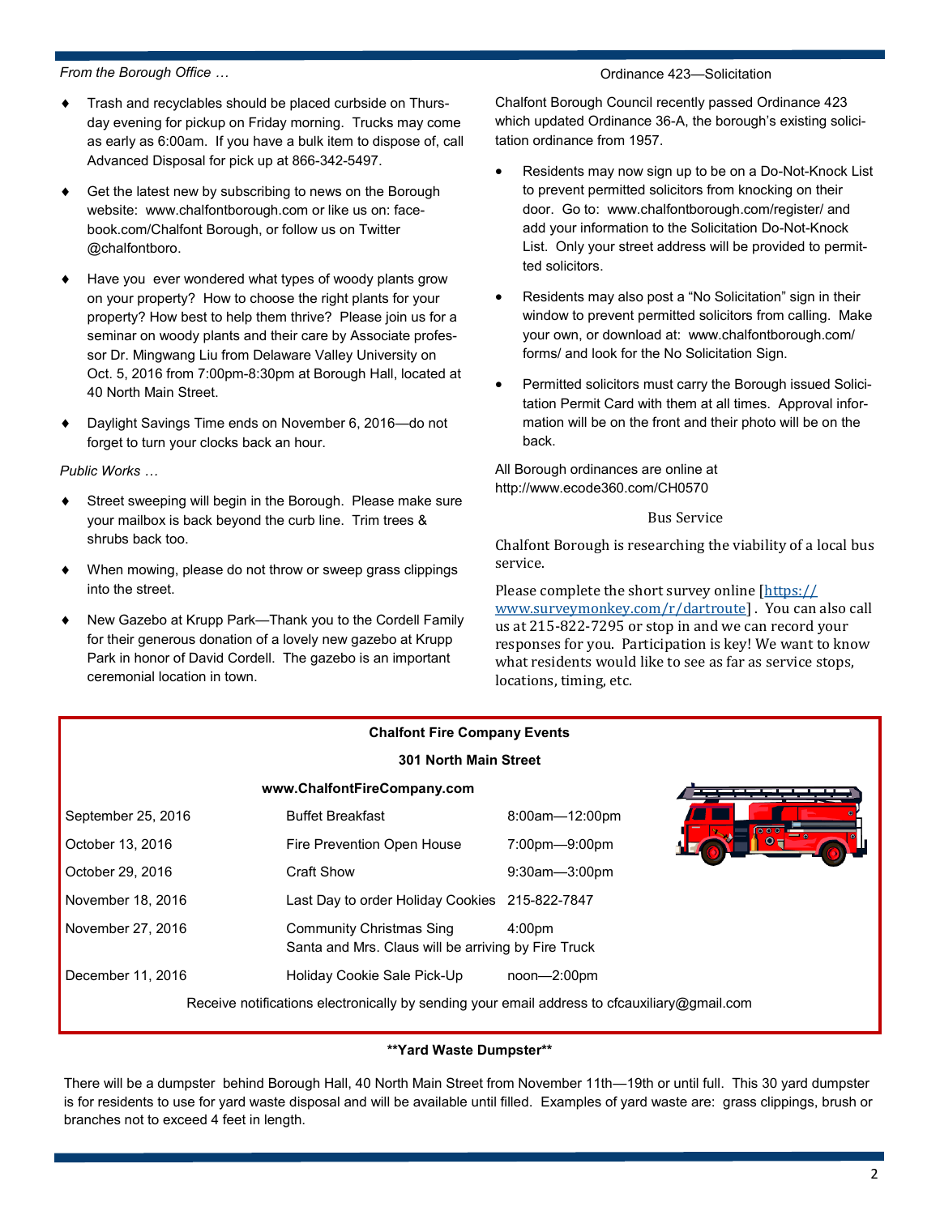*From the Borough Office …*

- Trash and recyclables should be placed curbside on Thursday evening for pickup on Friday morning. Trucks may come as early as 6:00am. If you have a bulk item to dispose of, call Advanced Disposal for pick up at 866-342-5497.
- Get the latest new by subscribing to news on the Borough website: www.chalfontborough.com or like us on: facebook.com/Chalfont Borough, or follow us on Twitter @chalfontboro.
- Have you ever wondered what types of woody plants grow on your property? How to choose the right plants for your property? How best to help them thrive? Please join us for a seminar on woody plants and their care by Associate professor Dr. Mingwang Liu from Delaware Valley University on Oct. 5, 2016 from 7:00pm-8:30pm at Borough Hall, located at 40 North Main Street.
- Daylight Savings Time ends on November 6, 2016—do not forget to turn your clocks back an hour.

*Public Works …*

- Street sweeping will begin in the Borough. Please make sure your mailbox is back beyond the curb line. Trim trees & shrubs back too.
- When mowing, please do not throw or sweep grass clippings into the street.
- New Gazebo at Krupp Park—Thank you to the Cordell Family for their generous donation of a lovely new gazebo at Krupp Park in honor of David Cordell. The gazebo is an important ceremonial location in town.

## Ordinance 423—Solicitation

Chalfont Borough Council recently passed Ordinance 423 which updated Ordinance 36-A, the borough's existing solicitation ordinance from 1957.

- Residents may now sign up to be on a Do-Not-Knock List to prevent permitted solicitors from knocking on their door. Go to: www.chalfontborough.com/register/ and add your information to the Solicitation Do-Not-Knock List. Only your street address will be provided to permitted solicitors.
- Residents may also post a "No Solicitation" sign in their window to prevent permitted solicitors from calling. Make your own, or download at: www.chalfontborough.com/forms/ and look for the No Solicitation Sign.
- Permitted solicitors must carry the Borough issued Solicitation Permit Card with them at all times. Approval information will be on the front and their photo will be on the back.

All Borough ordinances are online at http://www.ecode360.com/CH0570

## Bus Service

Chalfont Borough is researching the viability of a local bus service.

Please complete the short survey online [https://www.surveymonkey.com/r/dartroute]. You can also call us at 215-822-7295 or stop in and we can record your responses for you. Participation is key! We want to know what residents would like to see as far as service stops, locations, timing, etc.

## Chalfont Fire Company Events

**301 North Main Street**

**www.ChalfontFireCompany.com**

| Date | Event | Time |
|---|---|---|
| September 25, 2016 | Buffet Breakfast | 8:00am—12:00pm |
| October 13, 2016 | Fire Prevention Open House | 7:00pm—9:00pm |
| October 29, 2016 | Craft Show | 9:30am—3:00pm |
| November 18, 2016 | Last Day to order Holiday Cookies | 215-822-7847 |
| November 27, 2016 | Community Christmas Sing<br>Santa and Mrs. Claus will be arriving by Fire Truck | 4:00pm |
| December 11, 2016 | Holiday Cookie Sale Pick-Up | noon—2:00pm |

Receive notifications electronically by sending your email address to cfcauxiliary@gmail.com

## **Yard Waste Dumpster**

There will be a dumpster behind Borough Hall, 40 North Main Street from November 11th—19th or until full. This 30 yard dumpster is for residents to use for yard waste disposal and will be available until filled. Examples of yard waste are: grass clippings, brush or branches not to exceed 4 feet in length.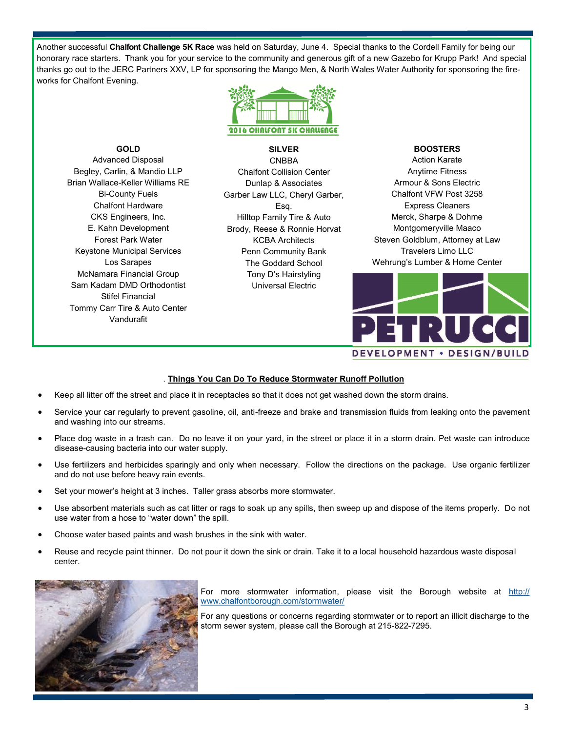Another successful **Chalfont Challenge 5K Race** was held on Saturday, June 4. Special thanks to the Cordell Family for being our honorary race starters. Thank you for your service to the community and generous gift of a new Gazebo for Krupp Park! And special thanks go out to the JERC Partners XXV, LP for sponsoring the Mango Men, & North Wales Water Authority for sponsoring the fireworks for Chalfont Evening.

2016 CHALFONT 5K CHALLENGE

**GOLD**

Advanced Disposal
Begley, Carlin, & Mandio LLP
Brian Wallace-Keller Williams RE
Bi-County Fuels
Chalfont Hardware
CKS Engineers, Inc.
E. Kahn Development
Forest Park Water
Keystone Municipal Services
Los Sarapes
McNamara Financial Group
Sam Kadam DMD Orthodontist
Stifel Financial
Tommy Carr Tire & Auto Center
Vandurafit

**SILVER**

CNBBA
Chalfont Collision Center
Dunlap & Associates
Garber Law LLC, Cheryl Garber, Esq.
Hilltop Family Tire & Auto
Brody, Reese & Ronnie Horvat
KCBA Architects
Penn Community Bank
The Goddard School
Tony D's Hairstyling
Universal Electric

**BOOSTERS**

Action Karate
Anytime Fitness
Armour & Sons Electric
Chalfont VFW Post 3258
Express Cleaners
Merck, Sharpe & Dohme
Montgomeryville Maaco
Steven Goldblum, Attorney at Law
Travelers Limo LLC
Wehrung's Lumber & Home Center

PETRUCCI
DEVELOPMENT • DESIGN/BUILD

**Things You Can Do To Reduce Stormwater Runoff Pollution**

- Keep all litter off the street and place it in receptacles so that it does not get washed down the storm drains.
- Service your car regularly to prevent gasoline, oil, anti-freeze and brake and transmission fluids from leaking onto the pavement and washing into our streams.
- Place dog waste in a trash can. Do no leave it on your yard, in the street or place it in a storm drain. Pet waste can introduce disease-causing bacteria into our water supply.
- Use fertilizers and herbicides sparingly and only when necessary. Follow the directions on the package. Use organic fertilizer and do not use before heavy rain events.
- Set your mower's height at 3 inches. Taller grass absorbs more stormwater.
- Use absorbent materials such as cat litter or rags to soak up any spills, then sweep up and dispose of the items properly. Do not use water from a hose to "water down" the spill.
- Choose water based paints and wash brushes in the sink with water.
- Reuse and recycle paint thinner. Do not pour it down the sink or drain. Take it to a local household hazardous waste disposal center.

For more stormwater information, please visit the Borough website at http://www.chalfontborough.com/stormwater/

For any questions or concerns regarding stormwater or to report an illicit discharge to the storm sewer system, please call the Borough at 215-822-7295.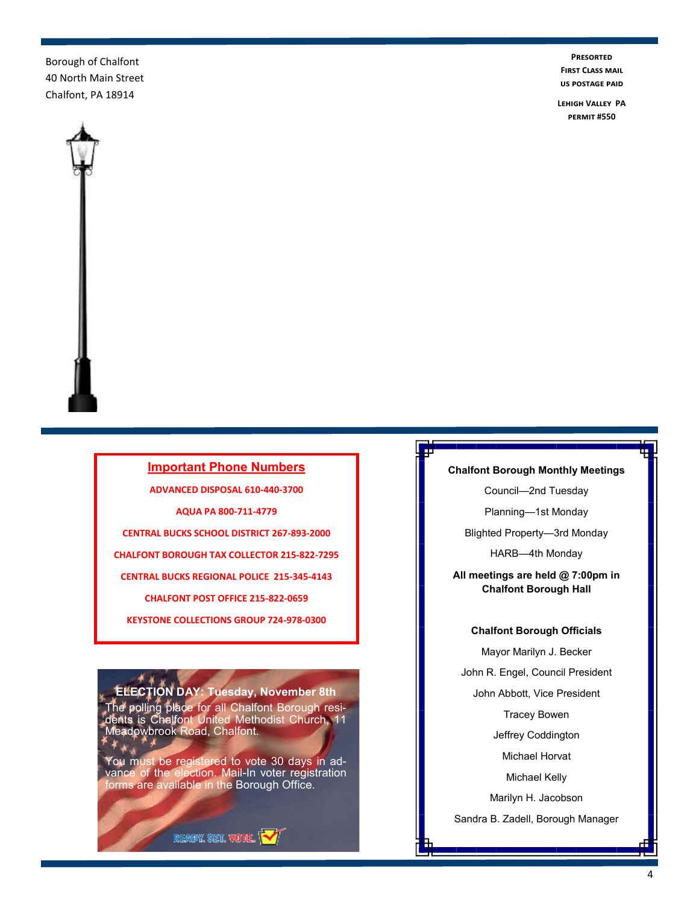Borough of Chalfont
40 North Main Street
Chalfont, PA 18914

PRESORTED
FIRST CLASS MAIL
US POSTAGE PAID

LEHIGH VALLEY PA
PERMIT #550

## Important Phone Numbers

ADVANCED DISPOSAL 610-440-3700

AQUA PA 800-711-4779

CENTRAL BUCKS SCHOOL DISTRICT 267-893-2000

CHALFONT BOROUGH TAX COLLECTOR 215-822-7295

CENTRAL BUCKS REGIONAL POLICE 215-345-4143

CHALFONT POST OFFICE 215-822-0659

KEYSTONE COLLECTIONS GROUP 724-978-0300

**ELECTION DAY: Tuesday, November 8th**

The polling place for all Chalfont Borough residents is Chalfont United Methodist Church, 11 Meadowbrook Road, Chalfont.

You must be registered to vote 30 days in advance of the election. Mail-In voter registration forms are available in the Borough Office.

READY. SET. VOTE.

**Chalfont Borough Monthly Meetings**

Council—2nd Tuesday

Planning—1st Monday

Blighted Property—3rd Monday

HARB—4th Monday

**All meetings are held @ 7:00pm in Chalfont Borough Hall**

**Chalfont Borough Officials**

Mayor Marilyn J. Becker

John R. Engel, Council President

John Abbott, Vice President

Tracey Bowen

Jeffrey Coddington

Michael Horvat

Michael Kelly

Marilyn H. Jacobson

Sandra B. Zadell, Borough Manager